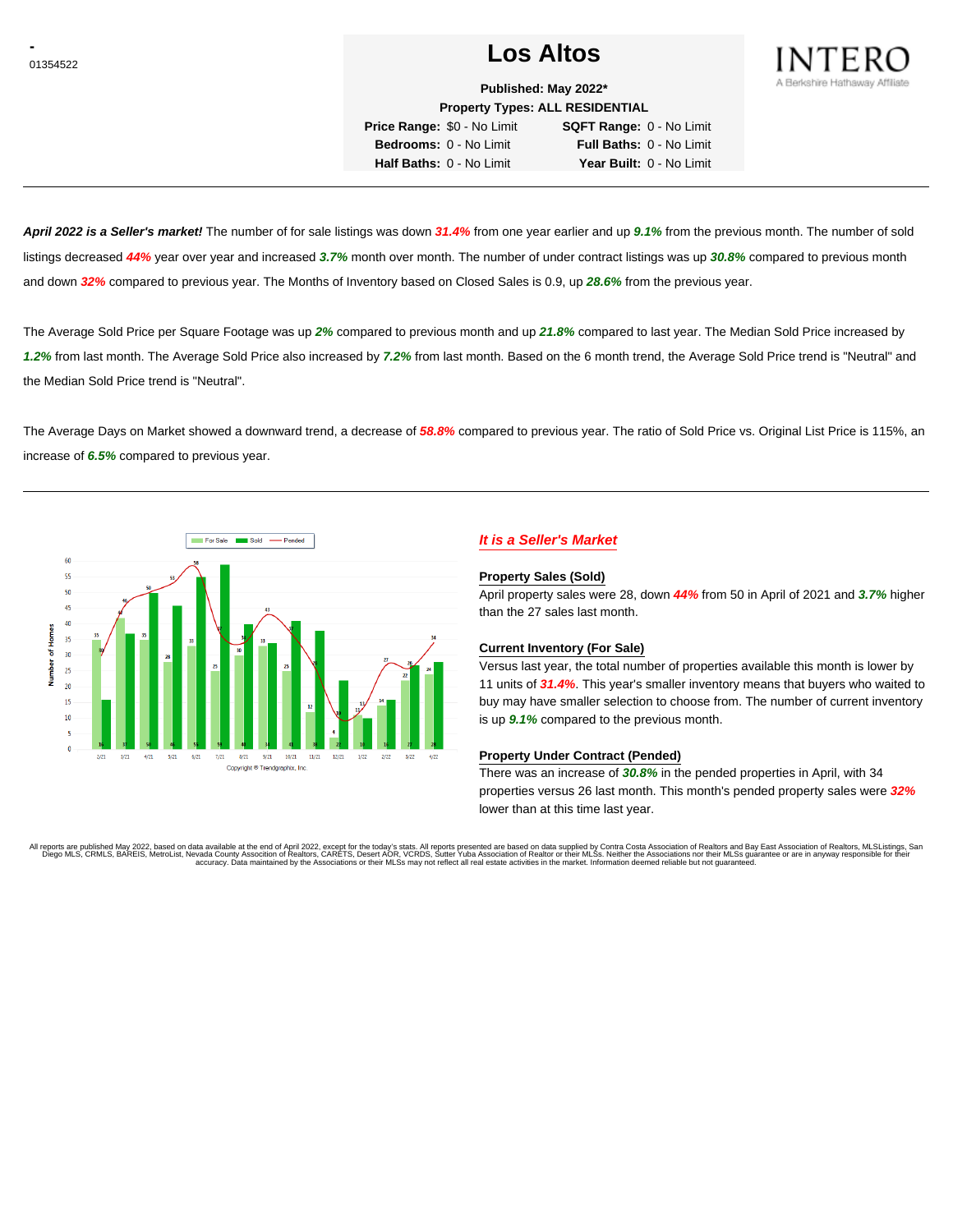-
01354522

# Los Altos

INTERO
A Berkshire Hathaway Affiliate

**Published: May 2022***

**Property Types: ALL RESIDENTIAL**

**Price Range:** $0 - No Limit **SQFT Range:** 0 - No Limit
**Bedrooms:** 0 - No Limit **Full Baths:** 0 - No Limit
**Half Baths:** 0 - No Limit **Year Built:** 0 - No Limit

***April 2022 is a Seller's market!*** The number of for sale listings was down ***31.4%*** from one year earlier and up ***9.1%*** from the previous month. The number of sold listings decreased ***44%*** year over year and increased ***3.7%*** month over month. The number of under contract listings was up ***30.8%*** compared to previous month and down ***32%*** compared to previous year. The Months of Inventory based on Closed Sales is 0.9, up ***28.6%*** from the previous year.

The Average Sold Price per Square Footage was up ***2%*** compared to previous month and up ***21.8%*** compared to last year. The Median Sold Price increased by ***1.2%*** from last month. The Average Sold Price also increased by ***7.2%*** from last month. Based on the 6 month trend, the Average Sold Price trend is "Neutral" and the Median Sold Price trend is "Neutral".

The Average Days on Market showed a downward trend, a decrease of ***58.8%*** compared to previous year. The ratio of Sold Price vs. Original List Price is 115%, an increase of ***6.5%*** compared to previous year.

## *It is a Seller's Market*

**Property Sales (Sold)**

April property sales were 28, down ***44%*** from 50 in April of 2021 and ***3.7%*** higher than the 27 sales last month.

**Current Inventory (For Sale)**

Versus last year, the total number of properties available this month is lower by 11 units of ***31.4%***. This year's smaller inventory means that buyers who waited to buy may have smaller selection to choose from. The number of current inventory is up ***9.1%*** compared to the previous month.

**Property Under Contract (Pended)**

There was an increase of ***30.8%*** in the pended properties in April, with 34 properties versus 26 last month. This month's pended property sales were ***32%*** lower than at this time last year.

All reports are published May 2022, based on data available at the end of April 2022, except for the today's stats. All reports presented are based on data supplied by Contra Costa Association of Realtors and Bay East Association of Realtors, MLSListings, San Diego MLS, CRMLS, BAREIS, MetroList, Nevada County Association of Realtors, CARETS, Desert AOR, VCRDS, Sutter Yuba Association of Realtor or their MLSs. Neither the Associations nor their MLSs guarantee or are in anyway responsible for their accuracy. Data maintained by the Associations or their MLSs may not reflect all real estate activities in the market. Information deemed reliable but not guaranteed.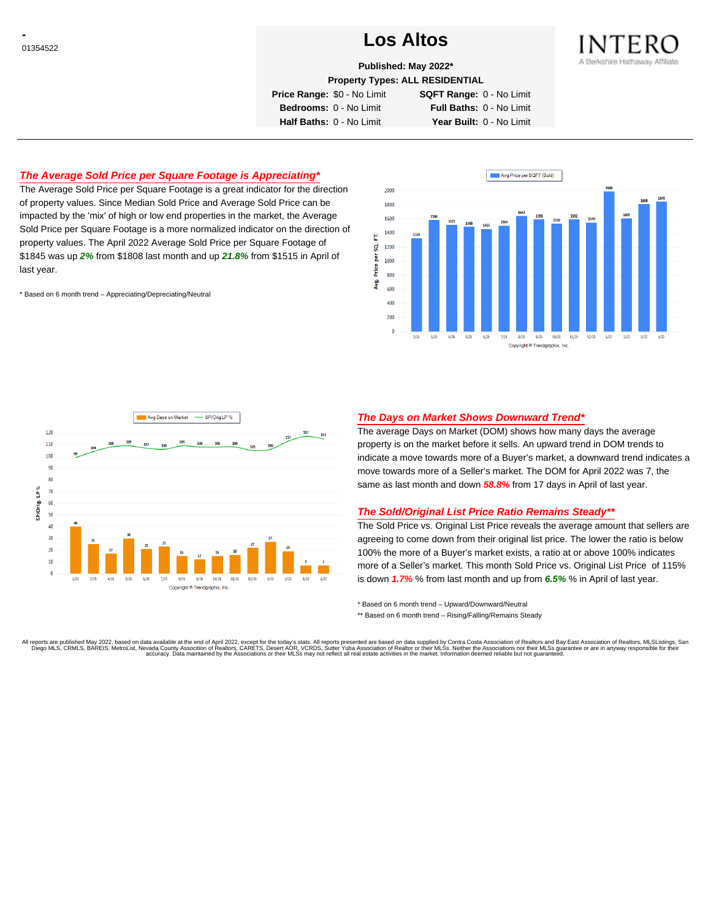- 
01354522

# Los Altos

**Published: May 2022***

**Property Types: ALL RESIDENTIAL**

| | | | |
|---|---|---|---|
| **Price Range:** | $0 - No Limit | **SQFT Range:** | 0 - No Limit |
| **Bedrooms:** | 0 - No Limit | **Full Baths:** | 0 - No Limit |
| **Half Baths:** | 0 - No Limit | **Year Built:** | 0 - No Limit |

INTERO
A Berkshire Hathaway Affiliate

---

## *The Average Sold Price per Square Footage is Appreciating**

The Average Sold Price per Square Footage is a great indicator for the direction of property values. Since Median Sold Price and Average Sold Price can be impacted by the 'mix' of high or low end properties in the market, the Average Sold Price per Square Footage is a more normalized indicator on the direction of property values. The April 2022 Average Sold Price per Square Footage of $1845 was up ***2%*** from $1808 last month and up ***21.8%*** from $1515 in April of last year.

\* Based on 6 month trend – Appreciating/Depreciating/Neutral

| Month | Avg Price per SQFT (Sold) |
|---|---|
| 2/21 | 1326 |
| 3/21 | 1586 |
| 4/21 | 1515 |
| 5/21 | 1488 |
| 6/21 | 1455 |
| 7/21 | 1504 |
| 8/21 | 1642 |
| 9/21 | 1590 |
| 10/21 | 1530 |
| 11/21 | 1592 |
| 12/21 | 1549 |
| 1/22 | 1988 |
| 2/22 | 1605 |
| 3/22 | 1808 |
| 4/22 | 1845 |

Copyright ® Trendgraphix, Inc.

| Month | Avg Days on Market | SP/Orig LP % |
|---|---|---|
| 2/21 | 40 | 99 |
| 3/21 | 25 | 104 |
| 4/21 | 17 | 108 |
| 5/21 | 30 | 109 |
| 6/21 | 21 | 107 |
| 7/21 | 23 | 106 |
| 8/21 | 15 | 109 |
| 9/21 | 12 | 108 |
| 10/21 | 15 | 108 |
| 11/21 | 16 | 108 |
| 12/21 | 22 | 105 |
| 1/22 | 27 | 106 |
| 2/22 | 19 | 111 |
| 3/22 | 7 | 117 |
| 4/22 | 7 | 115 |

Copyright ® Trendgraphix, Inc.

## *The Days on Market Shows Downward Trend**

The average Days on Market (DOM) shows how many days the average property is on the market before it sells. An upward trend in DOM trends to indicate a move towards more of a Buyer's market, a downward trend indicates a move towards more of a Seller's market. The DOM for April 2022 was 7, the same as last month and down ***58.8%*** from 17 days in April of last year.

## *The Sold/Original List Price Ratio Remains Steady***

The Sold Price vs. Original List Price reveals the average amount that sellers are agreeing to come down from their original list price. The lower the ratio is below 100% the more of a Buyer's market exists, a ratio at or above 100% indicates more of a Seller's market. This month Sold Price vs. Original List Price of 115% is down ***1.7%*** % from last month and up from ***6.5%*** % in April of last year.

\* Based on 6 month trend – Upward/Downward/Neutral

\*\* Based on 6 month trend – Rising/Falling/Remains Steady

All reports are published May 2022, based on data available at the end of April 2022, except for the today's stats. All reports presented are based on data supplied by Contra Costa Association of Realtors and Bay East Association of Realtors, MLSListings, San Diego MLS, CRMLS, BAREIS, MetroList, Nevada County Association of Realtors, CARETS, Desert AOR, VCRDS, Sutter Yuba Association of Realtor or their MLSs. Neither the Associations nor their MLSs guarantee or are in anyway responsible for their accuracy. Data maintained by the Associations or their MLSs may not reflect all real estate activities in the market. Information deemed reliable but not guaranteed.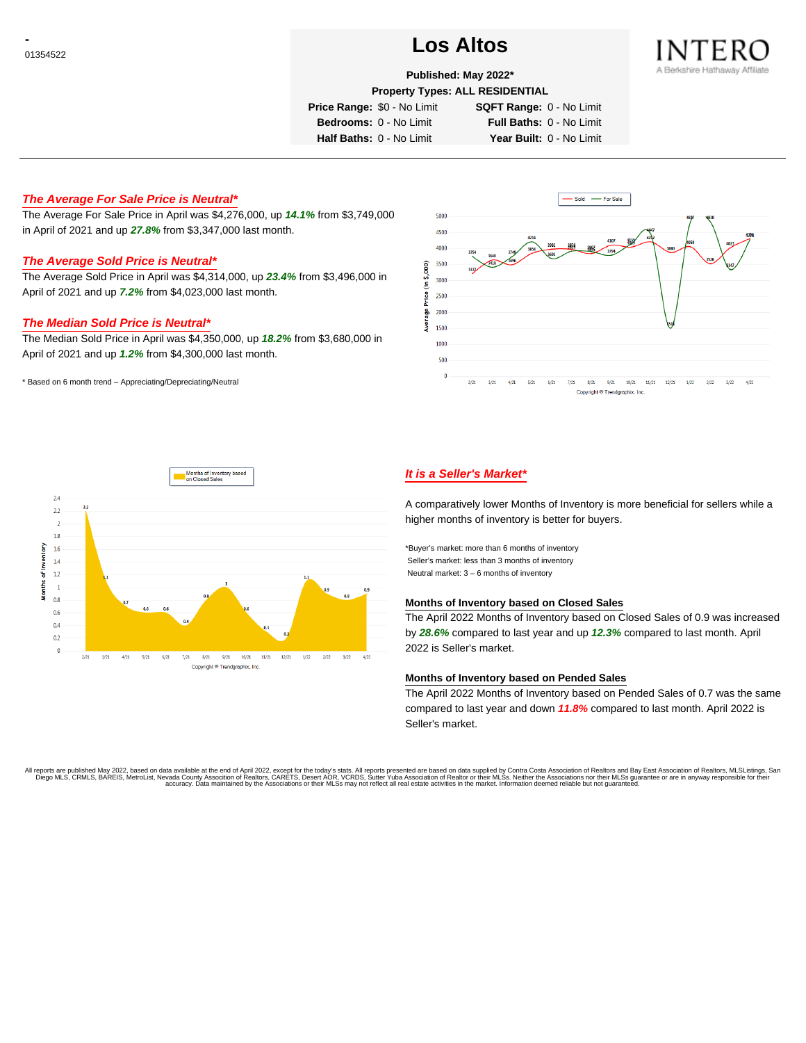-
01354522

# Los Altos

**INTERO**
A Berkshire Hathaway Affiliate

**Published: May 2022***

**Property Types: ALL RESIDENTIAL**

| | | | |
|---|---|---|---|
| **Price Range:** | $0 - No Limit | **SQFT Range:** | 0 - No Limit |
| **Bedrooms:** | 0 - No Limit | **Full Baths:** | 0 - No Limit |
| **Half Baths:** | 0 - No Limit | **Year Built:** | 0 - No Limit |

---

### *The Average For Sale Price is Neutral**

The Average For Sale Price in April was $4,276,000, up ***14.1%*** from $3,749,000 in April of 2021 and up ***27.8%*** from $3,347,000 last month.

### *The Average Sold Price is Neutral**

The Average Sold Price in April was $4,314,000, up ***23.4%*** from $3,496,000 in April of 2021 and up ***7.2%*** from $4,023,000 last month.

### *The Median Sold Price is Neutral**

The Median Sold Price in April was $4,350,000, up ***18.2%*** from $3,680,000 in April of 2021 and up ***1.2%*** from $4,300,000 last month.

\* Based on 6 month trend – Appreciating/Depreciating/Neutral

### *It is a Seller's Market**

A comparatively lower Months of Inventory is more beneficial for sellers while a higher months of inventory is better for buyers.

*Buyer's market: more than 6 months of inventory
Seller's market: less than 3 months of inventory
Neutral market: 3 – 6 months of inventory

#### Months of Inventory based on Closed Sales

The April 2022 Months of Inventory based on Closed Sales of 0.9 was increased by ***28.6%*** compared to last year and up ***12.3%*** compared to last month. April 2022 is Seller's market.

#### Months of Inventory based on Pended Sales

The April 2022 Months of Inventory based on Pended Sales of 0.7 was the same compared to last year and down ***11.8%*** compared to last month. April 2022 is Seller's market.

All reports are published May 2022, based on data available at the end of April 2022, except for the today's stats. All reports presented are based on data supplied by Contra Costa Association of Realtors and Bay East Association of Realtors, MLSListings, San Diego MLS, CRMLS, BAREIS, MetroList, Nevada County Association of Realtors, CARETS, Desert AOR, VCRDS, Sutter Yuba Association of Realtor or their MLSs. Neither the Associations nor their MLSs guarantee or are in anyway responsible for their accuracy. Data maintained by the Associations or their MLSs may not reflect all real estate activities in the market. Information deemed reliable but not guaranteed.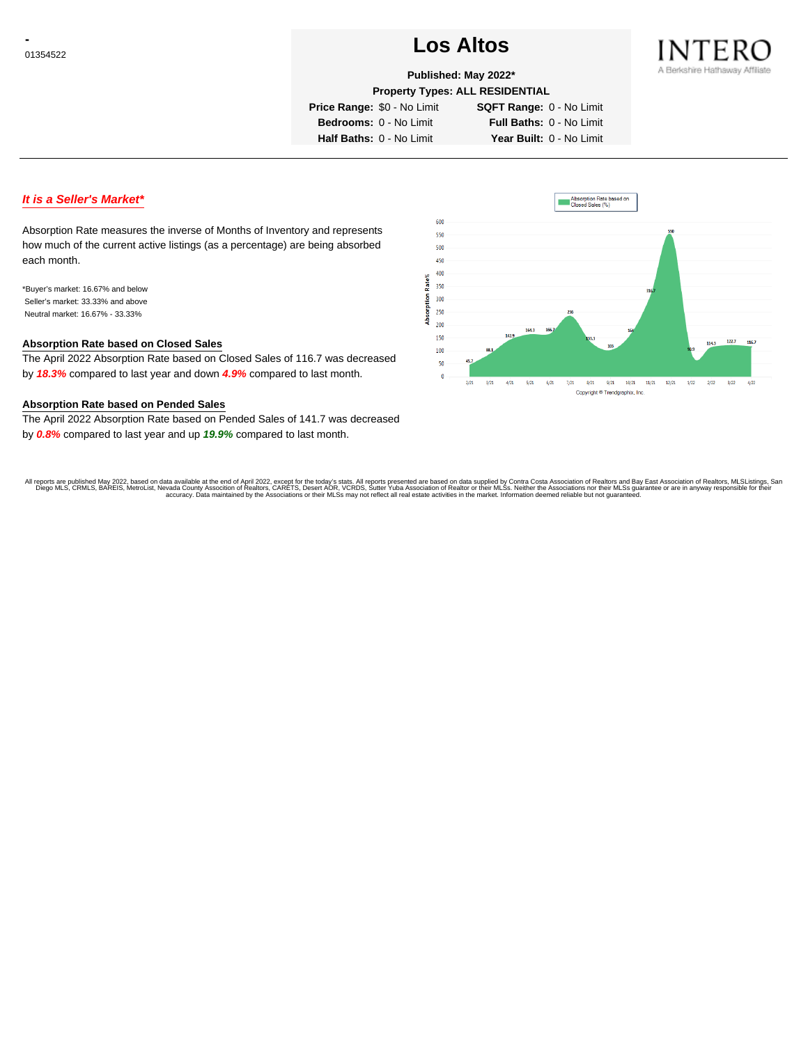-
01354522

# Los Altos

INTERO
A Berkshire Hathaway Affiliate

**Published: May 2022***

**Property Types: ALL RESIDENTIAL**

**Price Range:** $0 - No Limit **SQFT Range:** 0 - No Limit
**Bedrooms:** 0 - No Limit **Full Baths:** 0 - No Limit
**Half Baths:** 0 - No Limit **Year Built:** 0 - No Limit

---

## *It is a Seller's Market**

Absorption Rate measures the inverse of Months of Inventory and represents how much of the current active listings (as a percentage) are being absorbed each month.

*Buyer's market: 16.67% and below
Seller's market: 33.33% and above
Neutral market: 16.67% - 33.33%

### Absorption Rate based on Closed Sales

The April 2022 Absorption Rate based on Closed Sales of 116.7 was decreased by ***18.3%*** compared to last year and down ***4.9%*** compared to last month.

### Absorption Rate based on Pended Sales

The April 2022 Absorption Rate based on Pended Sales of 141.7 was decreased by ***0.8%*** compared to last year and up ***19.9%*** compared to last month.

Absorption Rate based on Closed Sales (%)
Absorption Rate%
600
550
500
450
400
350
300
250
200
150
100
50
0
45.7
88.1
142.9
164.3
166.7
230
135.3
103
164
316.7
550
90.9
114.3
122.7
116.7
2/21 3/21 4/21 5/21 6/21 7/21 8/21 9/21 10/21 11/21 12/21 1/22 2/22 3/22 4/22
Copyright ® Trendgraphix, Inc.

All reports are published May 2022, based on data available at the end of April 2022, except for the today's stats. All reports presented are based on data supplied by Contra Costa Association of Realtors and Bay East Association of Realtors, MLSListings, San Diego MLS, CRMLS, BAREIS, MetroList, Nevada County Association of Realtors, CARETS, Desert AOR, VCRDS, Sutter Yuba Association of Realtor or their MLSs. Neither the Associations nor their MLSs guarantee or are in anyway responsible for their accuracy. Data maintained by the Associations or their MLSs may not reflect all real estate activities in the market. Information deemed reliable but not guaranteed.